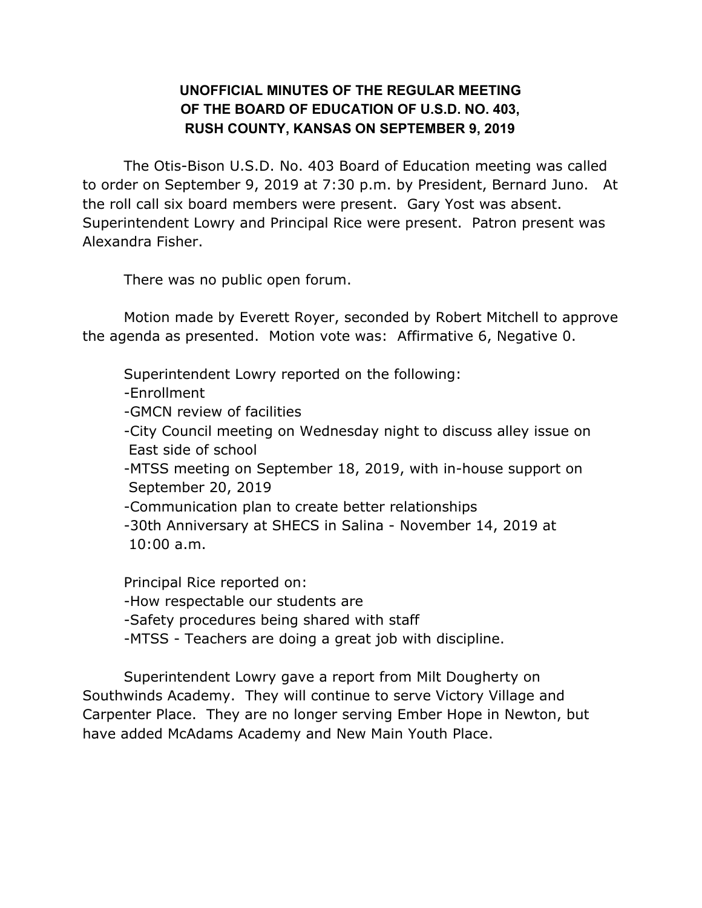**UNOFFICIAL MINUTES OF THE REGULAR MEETING OF THE BOARD OF EDUCATION OF U.S.D. NO. 403, RUSH COUNTY, KANSAS ON SEPTEMBER 9, 2019**

The Otis-Bison U.S.D. No. 403 Board of Education meeting was called to order on September 9, 2019 at 7:30 p.m. by President, Bernard Juno. At the roll call six board members were present. Gary Yost was absent. Superintendent Lowry and Principal Rice were present. Patron present was Alexandra Fisher.

There was no public open forum.

Motion made by Everett Royer, seconded by Robert Mitchell to approve the agenda as presented. Motion vote was: Affirmative 6, Negative 0.

Superintendent Lowry reported on the following:

- Enrollment
- GMCN review of facilities
- City Council meeting on Wednesday night to discuss alley issue on East side of school
- MTSS meeting on September 18, 2019, with in-house support on September 20, 2019
- Communication plan to create better relationships
- 30th Anniversary at SHECS in Salina - November 14, 2019 at 10:00 a.m.

Principal Rice reported on:

- How respectable our students are
- Safety procedures being shared with staff
- MTSS - Teachers are doing a great job with discipline.

Superintendent Lowry gave a report from Milt Dougherty on Southwinds Academy. They will continue to serve Victory Village and Carpenter Place. They are no longer serving Ember Hope in Newton, but have added McAdams Academy and New Main Youth Place.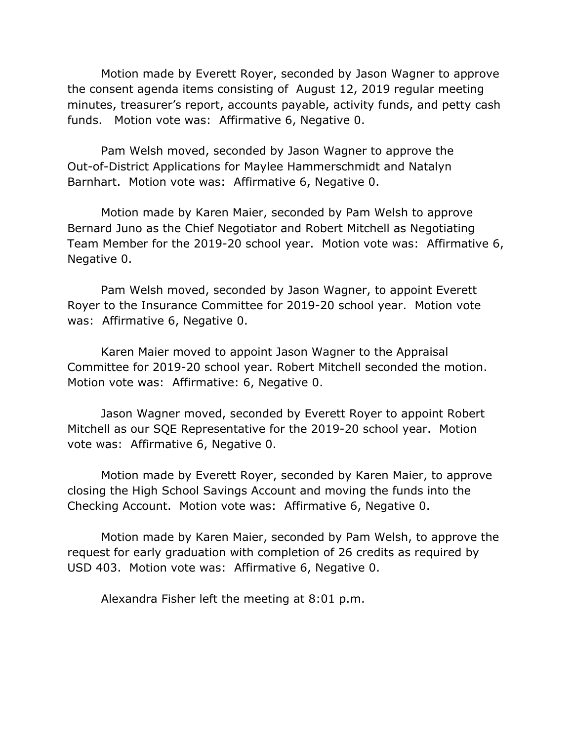Motion made by Everett Royer, seconded by Jason Wagner to approve the consent agenda items consisting of August 12, 2019 regular meeting minutes, treasurer's report, accounts payable, activity funds, and petty cash funds. Motion vote was: Affirmative 6, Negative 0.

Pam Welsh moved, seconded by Jason Wagner to approve the Out-of-District Applications for Maylee Hammerschmidt and Natalyn Barnhart. Motion vote was: Affirmative 6, Negative 0.

Motion made by Karen Maier, seconded by Pam Welsh to approve Bernard Juno as the Chief Negotiator and Robert Mitchell as Negotiating Team Member for the 2019-20 school year. Motion vote was: Affirmative 6, Negative 0.

Pam Welsh moved, seconded by Jason Wagner, to appoint Everett Royer to the Insurance Committee for 2019-20 school year. Motion vote was: Affirmative 6, Negative 0.

Karen Maier moved to appoint Jason Wagner to the Appraisal Committee for 2019-20 school year. Robert Mitchell seconded the motion. Motion vote was: Affirmative: 6, Negative 0.

Jason Wagner moved, seconded by Everett Royer to appoint Robert Mitchell as our SQE Representative for the 2019-20 school year. Motion vote was: Affirmative 6, Negative 0.

Motion made by Everett Royer, seconded by Karen Maier, to approve closing the High School Savings Account and moving the funds into the Checking Account. Motion vote was: Affirmative 6, Negative 0.

Motion made by Karen Maier, seconded by Pam Welsh, to approve the request for early graduation with completion of 26 credits as required by USD 403. Motion vote was: Affirmative 6, Negative 0.

Alexandra Fisher left the meeting at 8:01 p.m.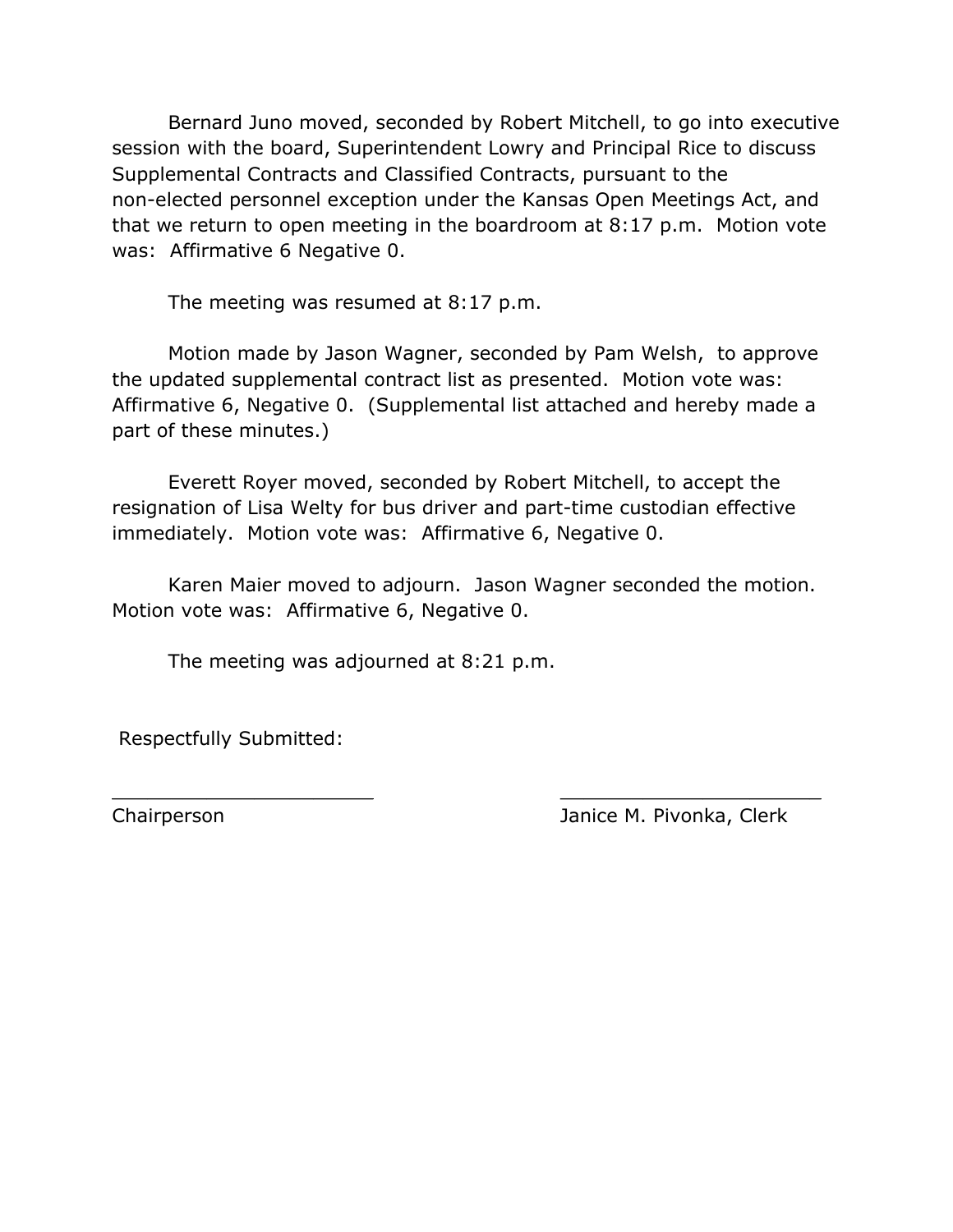Bernard Juno moved, seconded by Robert Mitchell, to go into executive session with the board, Superintendent Lowry and Principal Rice to discuss Supplemental Contracts and Classified Contracts, pursuant to the non-elected personnel exception under the Kansas Open Meetings Act, and that we return to open meeting in the boardroom at 8:17 p.m. Motion vote was: Affirmative 6 Negative 0.

The meeting was resumed at 8:17 p.m.

Motion made by Jason Wagner, seconded by Pam Welsh, to approve the updated supplemental contract list as presented. Motion vote was: Affirmative 6, Negative 0. (Supplemental list attached and hereby made a part of these minutes.)

Everett Royer moved, seconded by Robert Mitchell, to accept the resignation of Lisa Welty for bus driver and part-time custodian effective immediately. Motion vote was: Affirmative 6, Negative 0.

Karen Maier moved to adjourn. Jason Wagner seconded the motion. Motion vote was: Affirmative 6, Negative 0.

The meeting was adjourned at 8:21 p.m.

Respectfully Submitted:

_______________________ _______________________

Chairperson Janice M. Pivonka, Clerk